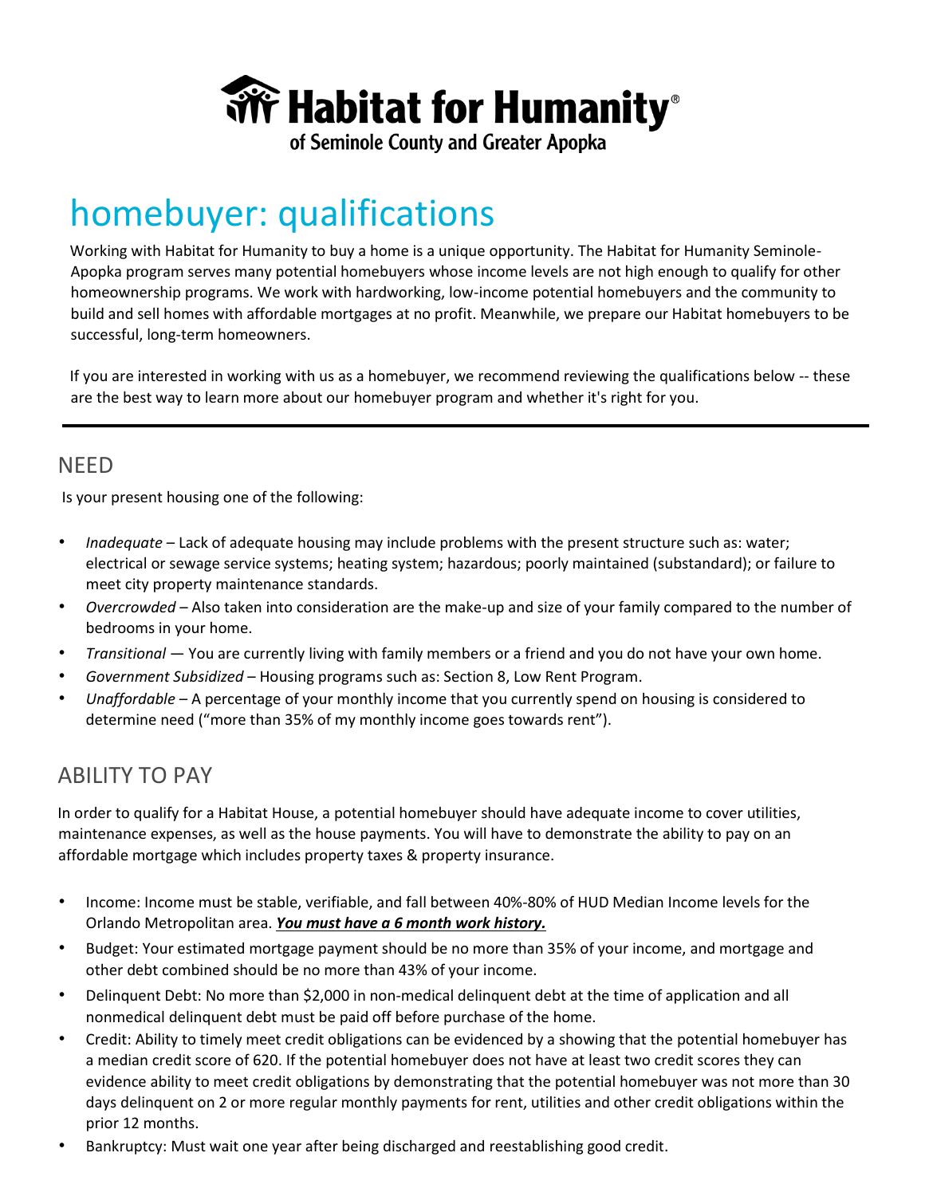# Habitat for Humanity®

of Seminole County and Greater Apopka

# homebuyer: qualifications

Working with Habitat for Humanity to buy a home is a unique opportunity. The Habitat for Humanity Seminole-Apopka program serves many potential homebuyers whose income levels are not high enough to qualify for other homeownership programs. We work with hardworking, low-income potential homebuyers and the community to build and sell homes with affordable mortgages at no profit. Meanwhile, we prepare our Habitat homebuyers to be successful, long-term homeowners.

If you are interested in working with us as a homebuyer, we recommend reviewing the qualifications below -- these are the best way to learn more about our homebuyer program and whether it's right for you.

---

## NEED

Is your present housing one of the following:

- *Inadequate* – Lack of adequate housing may include problems with the present structure such as: water; electrical or sewage service systems; heating system; hazardous; poorly maintained (substandard); or failure to meet city property maintenance standards.
- *Overcrowded* – Also taken into consideration are the make-up and size of your family compared to the number of bedrooms in your home.
- *Transitional* — You are currently living with family members or a friend and you do not have your own home.
- *Government Subsidized* – Housing programs such as: Section 8, Low Rent Program.
- *Unaffordable* – A percentage of your monthly income that you currently spend on housing is considered to determine need ("more than 35% of my monthly income goes towards rent").

## ABILITY TO PAY

In order to qualify for a Habitat House, a potential homebuyer should have adequate income to cover utilities, maintenance expenses, as well as the house payments. You will have to demonstrate the ability to pay on an affordable mortgage which includes property taxes & property insurance.

- Income: Income must be stable, verifiable, and fall between 40%-80% of HUD Median Income levels for the Orlando Metropolitan area. ***<u>You must have a 6 month work history.</u>***
- Budget: Your estimated mortgage payment should be no more than 35% of your income, and mortgage and other debt combined should be no more than 43% of your income.
- Delinquent Debt: No more than $2,000 in non-medical delinquent debt at the time of application and all nonmedical delinquent debt must be paid off before purchase of the home.
- Credit: Ability to timely meet credit obligations can be evidenced by a showing that the potential homebuyer has a median credit score of 620. If the potential homebuyer does not have at least two credit scores they can evidence ability to meet credit obligations by demonstrating that the potential homebuyer was not more than 30 days delinquent on 2 or more regular monthly payments for rent, utilities and other credit obligations within the prior 12 months.
- Bankruptcy: Must wait one year after being discharged and reestablishing good credit.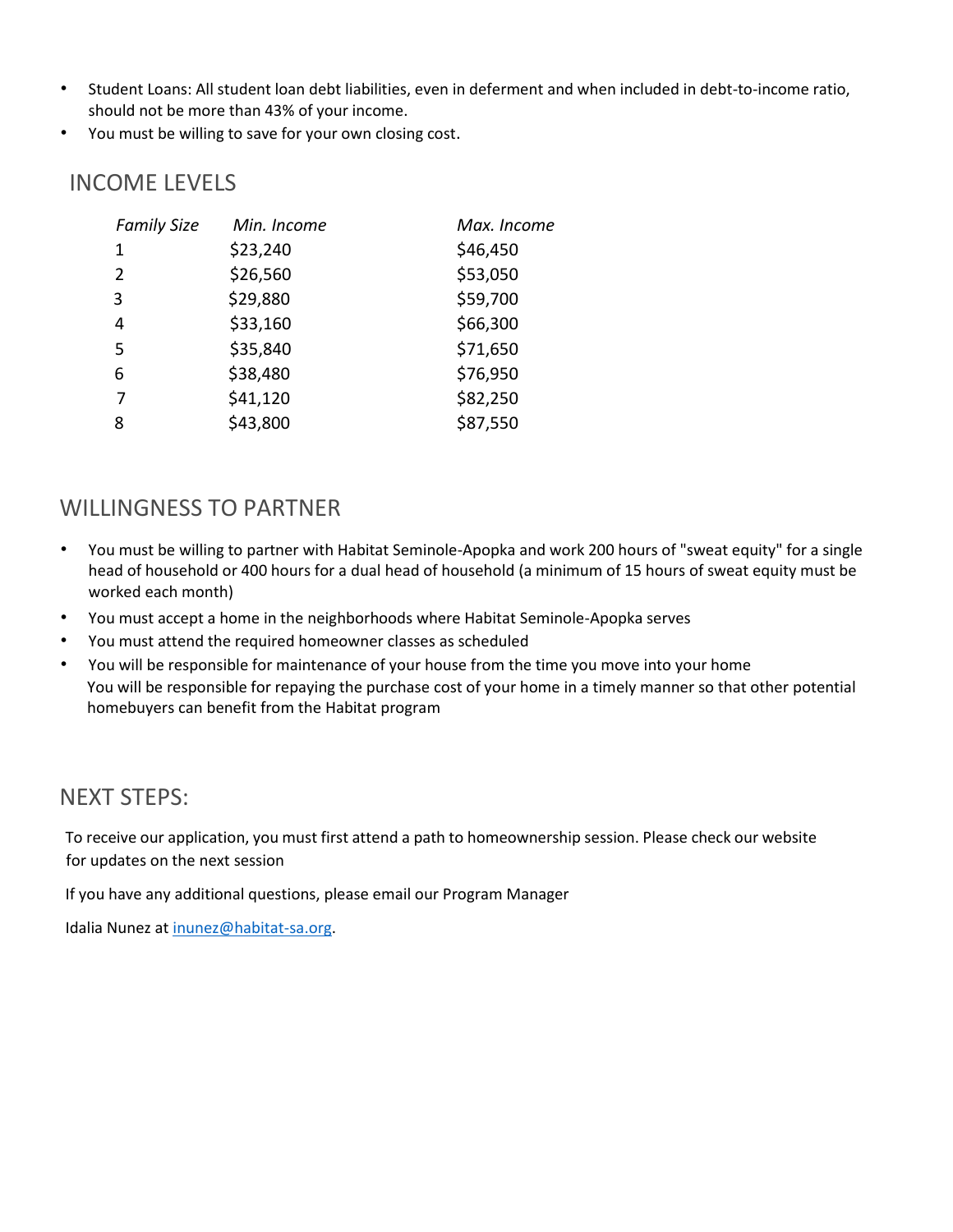- Student Loans: All student loan debt liabilities, even in deferment and when included in debt-to-income ratio, should not be more than 43% of your income.
- You must be willing to save for your own closing cost.

## INCOME LEVELS

| *Family Size* | *Min. Income* | *Max. Income* |
|---|---|---|
| 1 | $23,240 | $46,450 |
| 2 | $26,560 | $53,050 |
| 3 | $29,880 | $59,700 |
| 4 | $33,160 | $66,300 |
| 5 | $35,840 | $71,650 |
| 6 | $38,480 | $76,950 |
| 7 | $41,120 | $82,250 |
| 8 | $43,800 | $87,550 |

## WILLINGNESS TO PARTNER

- You must be willing to partner with Habitat Seminole-Apopka and work 200 hours of "sweat equity" for a single head of household or 400 hours for a dual head of household (a minimum of 15 hours of sweat equity must be worked each month)
- You must accept a home in the neighborhoods where Habitat Seminole-Apopka serves
- You must attend the required homeowner classes as scheduled
- You will be responsible for maintenance of your house from the time you move into your home
  You will be responsible for repaying the purchase cost of your home in a timely manner so that other potential homebuyers can benefit from the Habitat program

## NEXT STEPS:

To receive our application, you must first attend a path to homeownership session. Please check our website for updates on the next session

If you have any additional questions, please email our Program Manager

Idalia Nunez at inunez@habitat-sa.org.